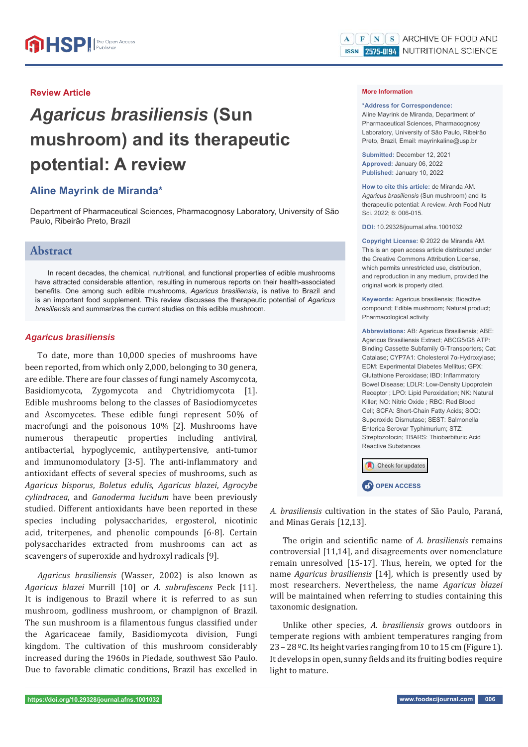**Review Article**

# *Agaricus brasiliensis* (Sun mushroom) and its therapeutic potential: A review

**Aline Mayrink de Miranda***

Department of Pharmaceutical Sciences, Pharmacognosy Laboratory, University of São Paulo, Ribeirão Preto, Brazil

## Abstract

In recent decades, the chemical, nutritional, and functional properties of edible mushrooms have attracted considerable attention, resulting in numerous reports on their health-associated benefits. One among such edible mushrooms, *Agaricus brasiliensis*, is native to Brazil and is an important food supplement. This review discusses the therapeutic potential of *Agaricus brasiliensis* and summarizes the current studies on this edible mushroom.

**More Information**

***Address for Correspondence:** Aline Mayrink de Miranda, Department of Pharmaceutical Sciences, Pharmacognosy Laboratory, University of São Paulo, Ribeirão Preto, Brazil, Email: mayrinkaline@usp.br

**Submitted:** December 12, 2021
**Approved:** January 06, 2022
**Published:** January 10, 2022

**How to cite this article:** de Miranda AM. *Agaricus brasiliensis* (Sun mushroom) and its therapeutic potential: A review. Arch Food Nutr Sci. 2022; 6: 006-015.

**DOI:** 10.29328/journal.afns.1001032

**Copyright License:** © 2022 de Miranda AM. This is an open access article distributed under the Creative Commons Attribution License, which permits unrestricted use, distribution, and reproduction in any medium, provided the original work is properly cited.

**Keywords:** Agaricus brasiliensis; Bioactive compound; Edible mushroom; Natural product; Pharmacological activity

**Abbreviations:** AB: Agaricus Brasiliensis; ABE: Agaricus Brasiliensis Extract; ABCG5/G8 ATP: Binding Cassette Subfamily G-Transporters; Cat: Catalase; CYP7A1: Cholesterol 7α-Hydroxylase; EDM: Experimental Diabetes Mellitus; GPX: Glutathione Peroxidase; IBD: Inflammatory Bowel Disease; LDLR: Low-Density Lipoprotein Receptor ; LPO: Lipid Peroxidation; NK: Natural Killer; NO: Nitric Oxide ; RBC: Red Blood Cell; SCFA: Short-Chain Fatty Acids; SOD: Superoxide Dismutase; SEST: Salmonella Enterica Serovar Typhimurium; STZ: Streptozotocin; TBARS: Thiobarbituric Acid Reactive Substances

OPEN ACCESS

## *Agaricus brasiliensis*

To date, more than 10,000 species of mushrooms have been reported, from which only 2,000, belonging to 30 genera, are edible. There are four classes of fungi namely Ascomycota, Basidiomycota, Zygomycota and Chytridiomycota [1]. Edible mushrooms belong to the classes of Basiodiomycetes and Ascomycetes. These edible fungi represent 50% of macrofungi and the poisonous 10% [2]. Mushrooms have numerous therapeutic properties including antiviral, antibacterial, hypoglycemic, antihypertensive, anti-tumor and immunomodulatory [3-5]. The anti-inflammatory and antioxidant effects of several species of mushrooms, such as *Agaricus bisporus*, *Boletus edulis*, *Agaricus blazei*, *Agrocybe cylindracea*, and *Ganoderma lucidum* have been previously studied. Different antioxidants have been reported in these species including polysaccharides, ergosterol, nicotinic acid, triterpenes, and phenolic compounds [6-8]. Certain polysaccharides extracted from mushrooms can act as scavengers of superoxide and hydroxyl radicals [9].

*Agaricus brasiliensis* (Wasser, 2002) is also known as *Agaricus blazei* Murrill [10] or *A. subrufescens* Peck [11]. It is indigenous to Brazil where it is referred to as sun mushroom, godliness mushroom, or champignon of Brazil. The sun mushroom is a filamentous fungus classified under the Agaricaceae family, Basidiomycota division, Fungi kingdom. The cultivation of this mushroom considerably increased during the 1960s in Piedade, southwest São Paulo. Due to favorable climatic conditions, Brazil has excelled in *A. brasiliensis* cultivation in the states of São Paulo, Paraná, and Minas Gerais [12,13].

The origin and scientific name of *A. brasiliensis* remains controversial [11,14], and disagreements over nomenclature remain unresolved [15-17]. Thus, herein, we opted for the name *Agaricus brasiliensis* [14], which is presently used by most researchers. Nevertheless, the name *Agaricus blazei* will be maintained when referring to studies containing this taxonomic designation.

Unlike other species, *A. brasiliensis* grows outdoors in temperate regions with ambient temperatures ranging from 23 – 28 ºC. Its height varies ranging from 10 to 15 cm (Figure 1). It develops in open, sunny fields and its fruiting bodies require light to mature.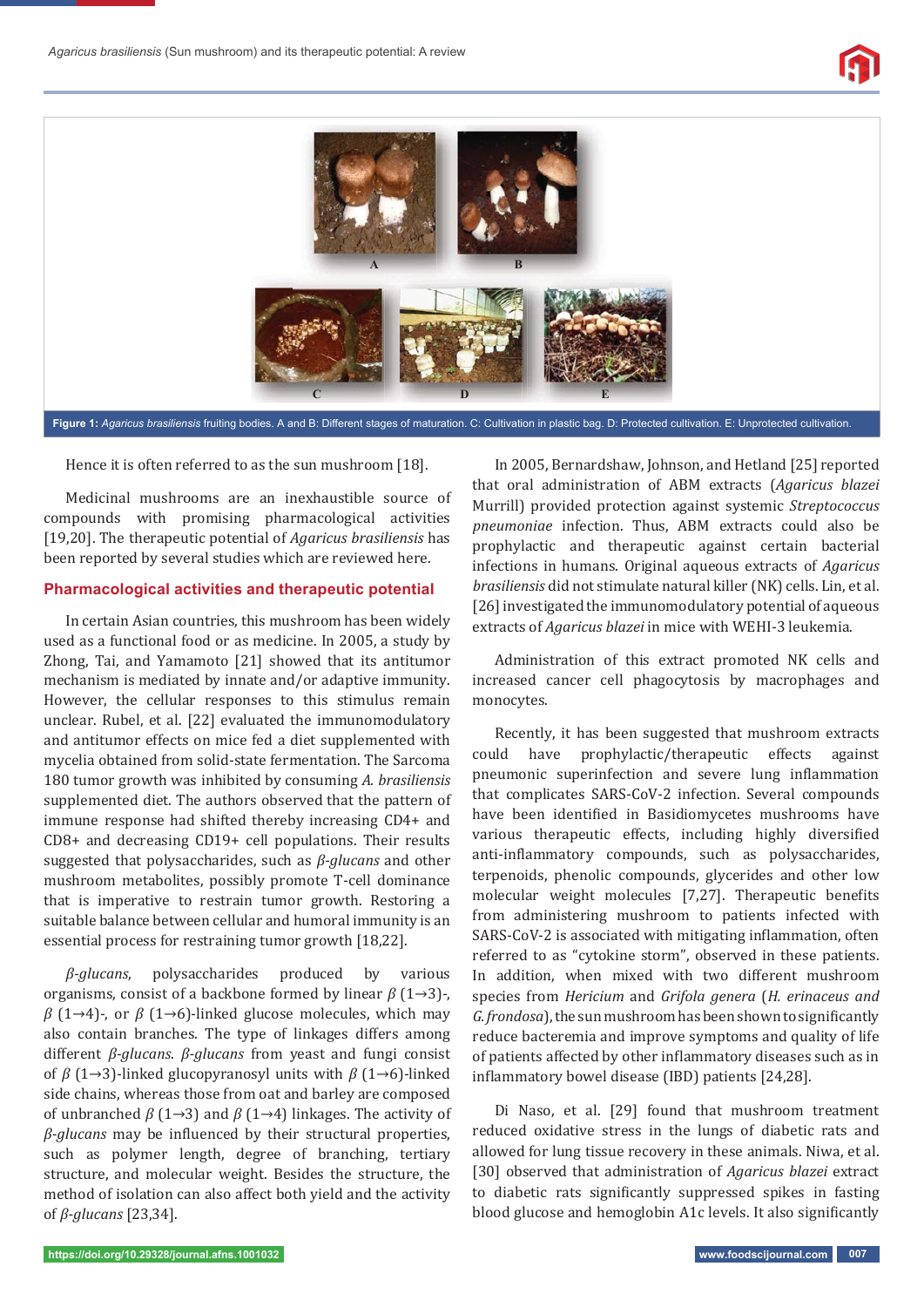Figure 1: *Agaricus brasiliensis* fruiting bodies. A and B: Different stages of maturation. C: Cultivation in plastic bag. D: Protected cultivation. E: Unprotected cultivation.

Hence it is often referred to as the sun mushroom [18].

Medicinal mushrooms are an inexhaustible source of compounds with promising pharmacological activities [19,20]. The therapeutic potential of *Agaricus brasiliensis* has been reported by several studies which are reviewed here.

## Pharmacological activities and therapeutic potential

In certain Asian countries, this mushroom has been widely used as a functional food or as medicine. In 2005, a study by Zhong, Tai, and Yamamoto [21] showed that its antitumor mechanism is mediated by innate and/or adaptive immunity. However, the cellular responses to this stimulus remain unclear. Rubel, et al. [22] evaluated the immunomodulatory and antitumor effects on mice fed a diet supplemented with mycelia obtained from solid-state fermentation. The Sarcoma 180 tumor growth was inhibited by consuming *A. brasiliensis* supplemented diet. The authors observed that the pattern of immune response had shifted thereby increasing CD4+ and CD8+ and decreasing CD19+ cell populations. Their results suggested that polysaccharides, such as *β-glucans* and other mushroom metabolites, possibly promote T-cell dominance that is imperative to restrain tumor growth. Restoring a suitable balance between cellular and humoral immunity is an essential process for restraining tumor growth [18,22].

*β-glucans*, polysaccharides produced by various organisms, consist of a backbone formed by linear β (1→3)-, β (1→4)-, or β (1→6)-linked glucose molecules, which may also contain branches. The type of linkages differs among different *β-glucans*. *β-glucans* from yeast and fungi consist of β (1→3)-linked glucopyranosyl units with β (1→6)-linked side chains, whereas those from oat and barley are composed of unbranched β (1→3) and β (1→4) linkages. The activity of *β-glucans* may be influenced by their structural properties, such as polymer length, degree of branching, tertiary structure, and molecular weight. Besides the structure, the method of isolation can also affect both yield and the activity of *β-glucans* [23,34].

In 2005, Bernardshaw, Johnson, and Hetland [25] reported that oral administration of ABM extracts (*Agaricus blazei* Murrill) provided protection against systemic *Streptococcus pneumoniae* infection. Thus, ABM extracts could also be prophylactic and therapeutic against certain bacterial infections in humans. Original aqueous extracts of *Agaricus brasiliensis* did not stimulate natural killer (NK) cells. Lin, et al. [26] investigated the immunomodulatory potential of aqueous extracts of *Agaricus blazei* in mice with WEHI-3 leukemia.

Administration of this extract promoted NK cells and increased cancer cell phagocytosis by macrophages and monocytes.

Recently, it has been suggested that mushroom extracts could have prophylactic/therapeutic effects against pneumonic superinfection and severe lung inflammation that complicates SARS-CoV-2 infection. Several compounds have been identified in Basidiomycetes mushrooms have various therapeutic effects, including highly diversified anti-inflammatory compounds, such as polysaccharides, terpenoids, phenolic compounds, glycerides and other low molecular weight molecules [7,27]. Therapeutic benefits from administering mushroom to patients infected with SARS-CoV-2 is associated with mitigating inflammation, often referred to as "cytokine storm", observed in these patients. In addition, when mixed with two different mushroom species from *Hericium* and *Grifola genera* (*H. erinaceus and G. frondosa*), the sun mushroom has been shown to significantly reduce bacteremia and improve symptoms and quality of life of patients affected by other inflammatory diseases such as in inflammatory bowel disease (IBD) patients [24,28].

Di Naso, et al. [29] found that mushroom treatment reduced oxidative stress in the lungs of diabetic rats and allowed for lung tissue recovery in these animals. Niwa, et al. [30] observed that administration of *Agaricus blazei* extract to diabetic rats significantly suppressed spikes in fasting blood glucose and hemoglobin A1c levels. It also significantly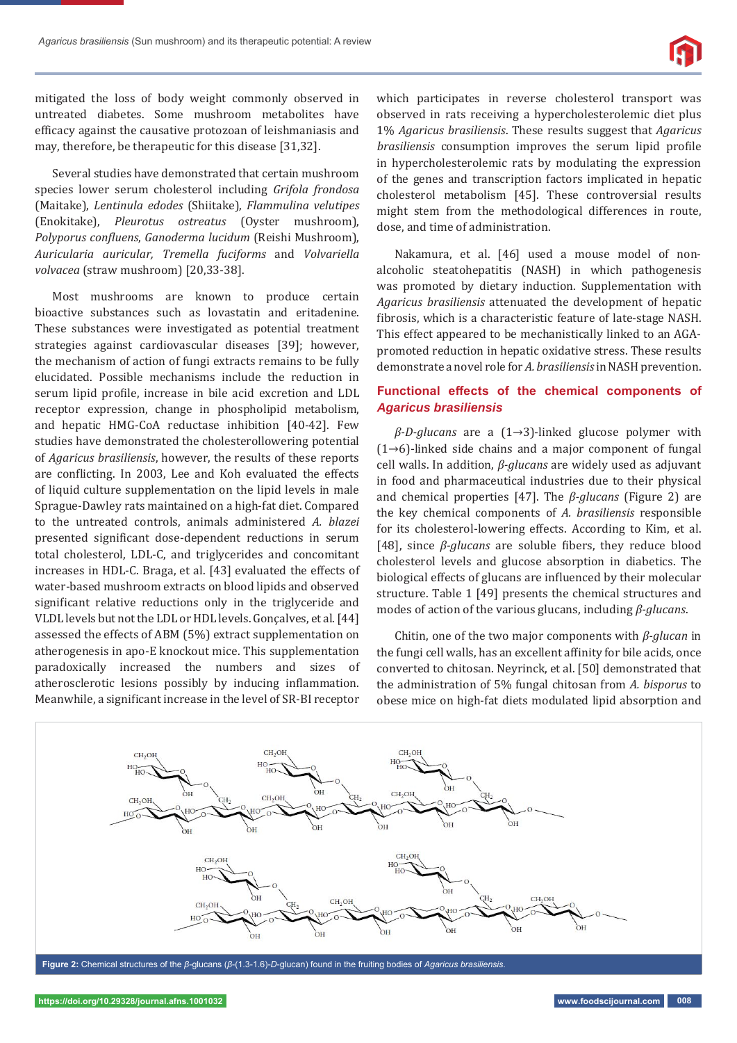mitigated the loss of body weight commonly observed in untreated diabetes. Some mushroom metabolites have efficacy against the causative protozoan of leishmaniasis and may, therefore, be therapeutic for this disease [31,32].

Several studies have demonstrated that certain mushroom species lower serum cholesterol including *Grifola frondosa* (Maitake), *Lentinula edodes* (Shiitake), *Flammulina velutipes* (Enokitake), *Pleurotus ostreatus* (Oyster mushroom), *Polyporus confluens*, *Ganoderma lucidum* (Reishi Mushroom), *Auricularia auricular*, *Tremella fuciforms* and *Volvariella volvacea* (straw mushroom) [20,33-38].

Most mushrooms are known to produce certain bioactive substances such as lovastatin and eritadenine. These substances were investigated as potential treatment strategies against cardiovascular diseases [39]; however, the mechanism of action of fungi extracts remains to be fully elucidated. Possible mechanisms include the reduction in serum lipid profile, increase in bile acid excretion and LDL receptor expression, change in phospholipid metabolism, and hepatic HMG-CoA reductase inhibition [40-42]. Few studies have demonstrated the cholesterollowering potential of *Agaricus brasiliensis*, however, the results of these reports are conflicting. In 2003, Lee and Koh evaluated the effects of liquid culture supplementation on the lipid levels in male Sprague-Dawley rats maintained on a high-fat diet. Compared to the untreated controls, animals administered *A. blazei* presented significant dose-dependent reductions in serum total cholesterol, LDL-C, and triglycerides and concomitant increases in HDL-C. Braga, et al. [43] evaluated the effects of water-based mushroom extracts on blood lipids and observed significant relative reductions only in the triglyceride and VLDL levels but not the LDL or HDL levels. Gonçalves, et al. [44] assessed the effects of ABM (5%) extract supplementation on atherogenesis in apo-E knockout mice. This supplementation paradoxically increased the numbers and sizes of atherosclerotic lesions possibly by inducing inflammation. Meanwhile, a significant increase in the level of SR-BI receptor which participates in reverse cholesterol transport was observed in rats receiving a hypercholesterolemic diet plus 1% *Agaricus brasiliensis*. These results suggest that *Agaricus brasiliensis* consumption improves the serum lipid profile in hypercholesterolemic rats by modulating the expression of the genes and transcription factors implicated in hepatic cholesterol metabolism [45]. These controversial results might stem from the methodological differences in route, dose, and time of administration.

Nakamura, et al. [46] used a mouse model of non-alcoholic steatohepatitis (NASH) in which pathogenesis was promoted by dietary induction. Supplementation with *Agaricus brasiliensis* attenuated the development of hepatic fibrosis, which is a characteristic feature of late-stage NASH. This effect appeared to be mechanistically linked to an AGA-promoted reduction in hepatic oxidative stress. These results demonstrate a novel role for *A. brasiliensis* in NASH prevention.

## Functional effects of the chemical components of *Agaricus brasiliensis*

*β-D-glucans* are a (1→3)-linked glucose polymer with (1→6)-linked side chains and a major component of fungal cell walls. In addition, *β-glucans* are widely used as adjuvant in food and pharmaceutical industries due to their physical and chemical properties [47]. The *β-glucans* (Figure 2) are the key chemical components of *A. brasiliensis* responsible for its cholesterol-lowering effects. According to Kim, et al. [48], since *β-glucans* are soluble fibers, they reduce blood cholesterol levels and glucose absorption in diabetics. The biological effects of glucans are influenced by their molecular structure. Table 1 [49] presents the chemical structures and modes of action of the various glucans, including *β-glucans*.

Chitin, one of the two major components with *β-glucan* in the fungi cell walls, has an excellent affinity for bile acids, once converted to chitosan. Neyrinck, et al. [50] demonstrated that the administration of 5% fungal chitosan from *A. bisporus* to obese mice on high-fat diets modulated lipid absorption and

**Figure 2:** Chemical structures of the *β*-glucans (*β*-(1.3-1.6)-*D*-glucan) found in the fruiting bodies of *Agaricus brasiliensis*.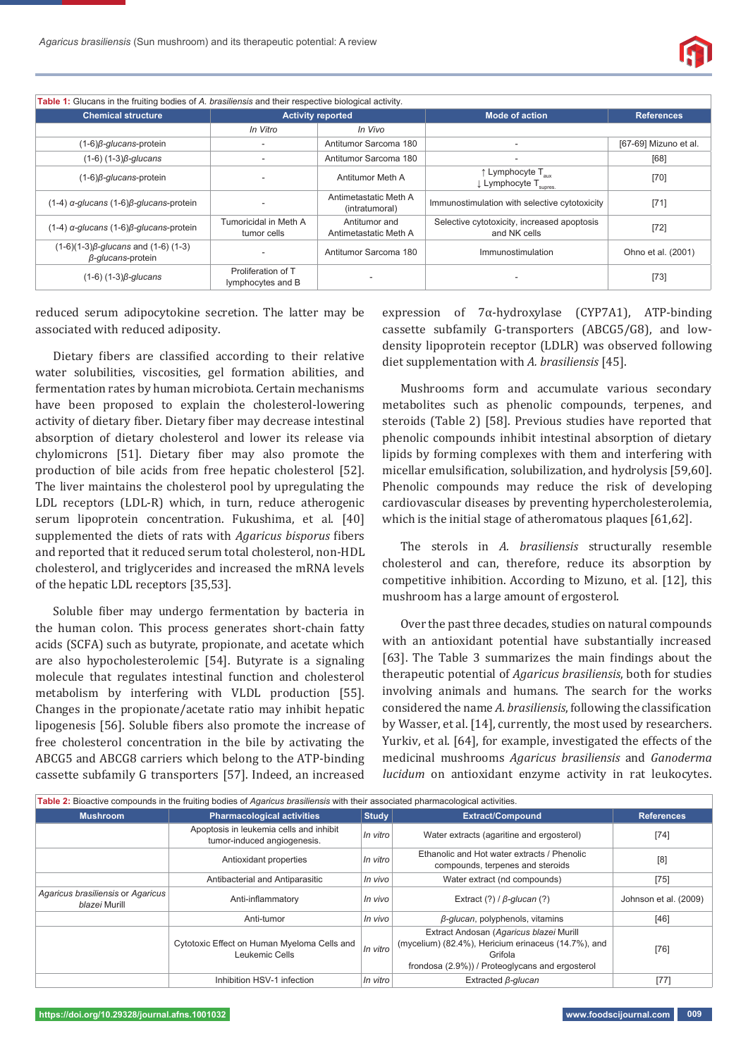**Table 1:** Glucans in the fruiting bodies of *A. brasiliensis* and their respective biological activity.

| Chemical structure | Activity reported | | Mode of action | References |
|---|---|---|---|---|
| | *In Vitro* | *In Vivo* | | |
| (1-6)*β-glucans*-protein | - | Antitumor Sarcoma 180 | - | [67-69] Mizuno et al. |
| (1-6) (1-3)*β-glucans* | - | Antitumor Sarcoma 180 | - | [68] |
| (1-6)*β-glucans*-protein | - | Antitumor Meth A | ↑ Lymphocyte $T_{aux}$ ↓ Lymphocyte $T_{supres.}$ | [70] |
| (1-4) *α-glucans* (1-6)*β-glucans*-protein | - | Antimetastatic Meth A (intratumoral) | Immunostimulation with selective cytotoxicity | [71] |
| (1-4) *α-glucans* (1-6)*β-glucans*-protein | Tumoricidal in Meth A tumor cells | Antitumor and Antimetastatic Meth A | Selective cytotoxicity, increased apoptosis and NK cells | [72] |
| (1-6)(1-3)*β-glucans* and (1-6) (1-3) *β-glucans*-protein | - | Antitumor Sarcoma 180 | Immunostimulation | Ohno et al. (2001) |
| (1-6) (1-3)*β-glucans* | Proliferation of T lymphocytes and B | - | - | [73] |

reduced serum adipocytokine secretion. The latter may be associated with reduced adiposity.

Dietary fibers are classified according to their relative water solubilities, viscosities, gel formation abilities, and fermentation rates by human microbiota. Certain mechanisms have been proposed to explain the cholesterol-lowering activity of dietary fiber. Dietary fiber may decrease intestinal absorption of dietary cholesterol and lower its release via chylomicrons [51]. Dietary fiber may also promote the production of bile acids from free hepatic cholesterol [52]. The liver maintains the cholesterol pool by upregulating the LDL receptors (LDL-R) which, in turn, reduce atherogenic serum lipoprotein concentration. Fukushima, et al. [40] supplemented the diets of rats with *Agaricus bisporus* fibers and reported that it reduced serum total cholesterol, non-HDL cholesterol, and triglycerides and increased the mRNA levels of the hepatic LDL receptors [35,53].

Soluble fiber may undergo fermentation by bacteria in the human colon. This process generates short-chain fatty acids (SCFA) such as butyrate, propionate, and acetate which are also hypocholesterolemic [54]. Butyrate is a signaling molecule that regulates intestinal function and cholesterol metabolism by interfering with VLDL production [55]. Changes in the propionate/acetate ratio may inhibit hepatic lipogenesis [56]. Soluble fibers also promote the increase of free cholesterol concentration in the bile by activating the ABCG5 and ABCG8 carriers which belong to the ATP-binding cassette subfamily G transporters [57]. Indeed, an increased expression of 7α-hydroxylase (CYP7A1), ATP-binding cassette subfamily G-transporters (ABCG5/G8), and low-density lipoprotein receptor (LDLR) was observed following diet supplementation with *A. brasiliensis* [45].

Mushrooms form and accumulate various secondary metabolites such as phenolic compounds, terpenes, and steroids (Table 2) [58]. Previous studies have reported that phenolic compounds inhibit intestinal absorption of dietary lipids by forming complexes with them and interfering with micellar emulsification, solubilization, and hydrolysis [59,60]. Phenolic compounds may reduce the risk of developing cardiovascular diseases by preventing hypercholesterolemia, which is the initial stage of atheromatous plaques [61,62].

The sterols in *A. brasiliensis* structurally resemble cholesterol and can, therefore, reduce its absorption by competitive inhibition. According to Mizuno, et al. [12], this mushroom has a large amount of ergosterol.

Over the past three decades, studies on natural compounds with an antioxidant potential have substantially increased [63]. The Table 3 summarizes the main findings about the therapeutic potential of *Agaricus brasiliensis*, both for studies involving animals and humans. The search for the works considered the name *A. brasiliensis*, following the classification by Wasser, et al. [14], currently, the most used by researchers. Yurkiv, et al. [64], for example, investigated the effects of the medicinal mushrooms *Agaricus brasiliensis* and *Ganoderma lucidum* on antioxidant enzyme activity in rat leukocytes.

**Table 2:** Bioactive compounds in the fruiting bodies of *Agaricus brasiliensis* with their associated pharmacological activities.

| Mushroom | Pharmacological activities | Study | Extract/Compound | References |
|---|---|---|---|---|
| | Apoptosis in leukemia cells and inhibit tumor-induced angiogenesis. | *In vitro* | Water extracts (agaritine and ergosterol) | [74] |
| | Antioxidant properties | *In vitro* | Ethanolic and Hot water extracts / Phenolic compounds, terpenes and steroids | [8] |
| | Antibacterial and Antiparasitic | *In vivo* | Water extract (nd compounds) | [75] |
| *Agaricus brasiliensis* or *Agaricus blazei* Murill | Anti-inflammatory | *In vivo* | Extract (?) / *β-glucan* (?) | Johnson et al. (2009) |
| | Anti-tumor | *In vivo* | *β-glucan*, polyphenols, vitamins | [46] |
| | Cytotoxic Effect on Human Myeloma Cells and Leukemic Cells | *In vitro* | Extract Andosan (*Agaricus blazei* Murill (mycelium) (82.4%), Hericium erinaceus (14.7%), and Grifola frondosa (2.9%)) / Proteoglycans and ergosterol | [76] |
| | Inhibition HSV-1 infection | *In vitro* | Extracted *β-glucan* | [77] |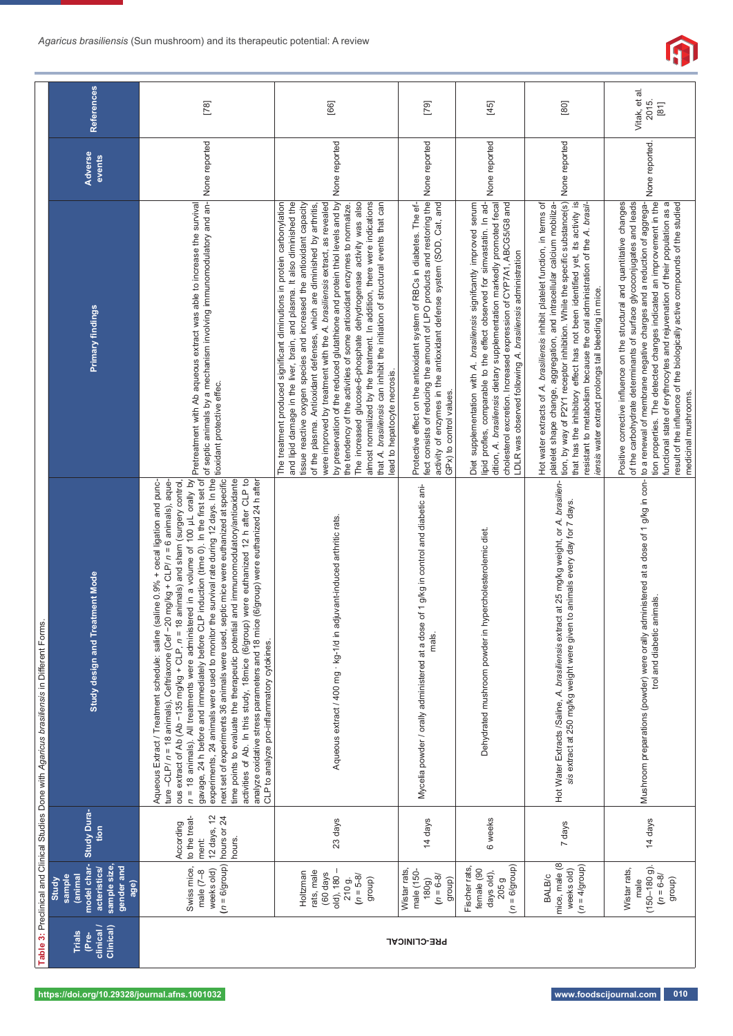**Table 3:** Preclinical and Clinical Studies Done with *Agaricus brasiliensis* in Different Forms.

| Trials (Pre-clinical / Clinical) | Study sample (animal model characteristics/ sample size, gender and age) | Study Duration | Study design and Treatment Mode | Primary findings | Adverse events | References |
|---|---|---|---|---|---|---|
| PRE-CLINICAL | Swiss mice, male (7–8 weeks old) ($n$ = 6/group) | According to the treatment: 12 days, 12 hours or 24 hours. | Aqueous Extract / Treatment schedule: saline (saline 0.9% + cecal ligation and puncture –CLP/ $n$ = 18 animals), Ceftriaxone (Cef –20 mg/kg + CLP/ $n$ = 6 animals), aqueous extract of Ab (Ab –135 mg/kg + CLP, $n$ = 18 animals) and sham (surgery control, $n$ = 18 animals). All treatments were administered in a volume of 100 µL orally by gavage, 24 h before and immediately before CLP induction (time 0). In the first set of experiments, 24 animals were used to monitor the survival rate during 12 days. In the next set of experiments 36 animals were used, septic mice were euthanized at specific time points to evaluate the therapeutic potential and immunomodulatory/antioxidante activities of Ab. In this study, 18mice (6/group) were euthanized 12 h after CLP to analyze oxidative stress parameters and 18 mice (6/group) were euthanized 24 h after CLP to analyze pro-inflammatory cytokines. | Pretreatment with Ab aqueous extract was able to increase the survival of septic animals by a mechanism involving immunomodulatory and antioxidant protective effec. | None reported | [78] |
| | Holtzman rats, male (60 days old), 180 – 210 g, ($n$ = 5-8/ group) | 23 days | Aqueous extract / 400 mg · kg-1/d in adjuvant-induced arthritic rats. | The treatment produced significant diminutions in protein carbonylation and lipid damage in the liver, brain, and plasma. It also diminished the tissue reactive oxygen species and increased the antioxidant capacity of the plasma. Antioxidant defenses, which are diminished by arthritis, were improved by treatment with the *A. brasiliensis* extract, as revealed by preservation of the reduced glutathione and protein thiol levels and by the tendency of the activities of some antioxidant enzymes to normalize. The increased glucose-6-phosphate dehydrogenase activity was also almost normalized by the treatment. In addition, there were indications that *A. brasiliensis* can inhibit the initiation of structural events that can lead to hepatocyte necrosis. | None reported | [66] |
| | Wistar rats, male (150-180g) ($n$ = 6-8/ group) | 14 days | Mycelia powder / orally administered at a dose of 1 g/kg in control and diabetic animals. | Protective effect on the antioxidant system of RBCs in diabetes. The effect consists of reducing the amount of LPO products and restoring the activity of enzymes in the antioxidant defense system (SOD, Cat, and GPx) to control values. | None reported | [79] |
| | Fischer rats, female (90 days old), 205 g ($n$ = 6/group) | 6 weeks | Dehydrated mushroom powder in hypercholesterolemic diet. | Diet supplementation with *A. brasiliensis* significantly improved serum lipid profiles, comparable to the effect observed for simvastatin. In addition, *A. brasiliensis* dietary supplementation markedly promoted fecal cholesterol excretion. Increased expression of CYP7A1, ABCG5/G8 and LDLR was observed following *A. brasiliensis* administration | None reported | [45] |
| | BALB/c mice, male (8 weeks old) ($n$ = 4/group) | 7 days | Hot Water Extracts /Saline, *A. brasiliensis* extract at 25 mg/kg weight, or *A. brasiliensis* extract at 250 mg/kg weight were given to animals every day for 7 days. | Hot water extracts of *A. brasiliensis* inhibit platelet function, in terms of platelet shape change, aggregation, and intracellular calcium mobilization, by way of P2Y1 receptor inhibition. While the specific substance(s) that has the inhibitory effect has not been identified yet, its activity is resistant to metabolism because the oral administration of the *A. brasiliensis* water extract prolongs tail bleeding in mice. | None reported | [80] |
| | Wistar rats, male (150–180 g). ($n$ = 6-8/ group) | 14 days | Mushroom preparations (powder) were orally administered at a dose of 1 g/kg in control and diabetic animals. | Positive corrective influence on the structural and quantitative changes of the carbohydrate determinants of surface glycoconjugates and leads to a renewal of membrane negative charges and a reduction of aggregation properties. The detected changes indicated an improvement in the functional state of erythrocytes and rejuvenation of their population as a result of the influence of the biologically active compounds of the studied medicinal mushrooms. | None reported. | Vitak, et al. 2015. [81] |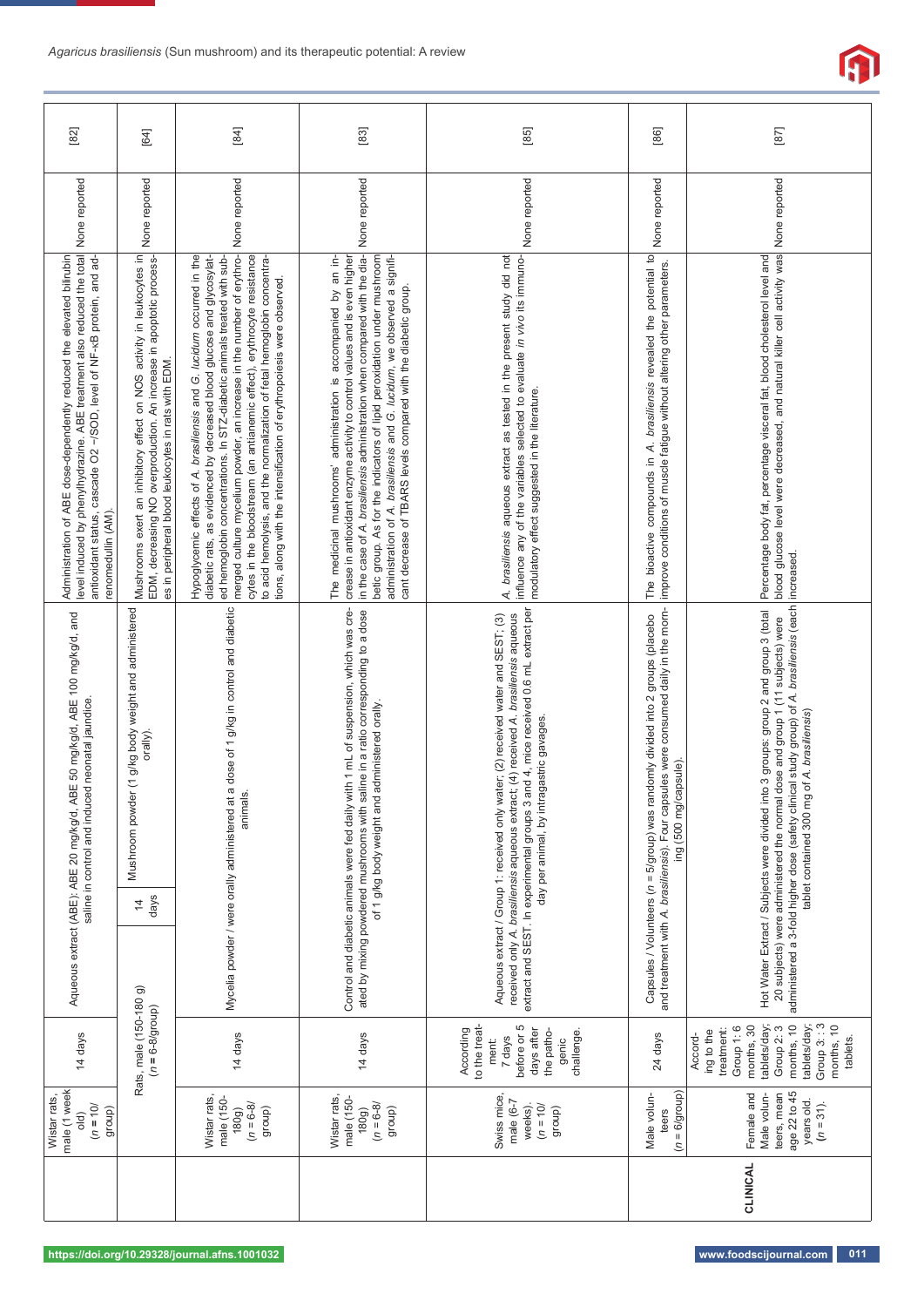| | Wistar rats, male (1 week old) ($n$ = 10/ group) | 14 days | Aqueous extract (ABE): ABE 20 mg/kg/d, ABE 50 mg/kg/d, ABE 100 mg/kg/d, and saline in control and induced neonatal jaundice. | Administration of ABE dose-dependently reduced the elevated bilirubin level induced by phenylhydrazine. ABE treatment also reduced the total antioxidant status, cascade O2 −/SOD, level of NF-κB protein, and adrenomedullin (AM). | None reported | [82] |
|---|---|---|---|---|---|---|
| | Rats, male (150-180 g) ($n$ = 6-8/group) | 14 days | Mushroom powder (1 g/kg body weight and administered orally). | Mushrooms exert an inhibitory effect on NOS activity in leukocytes in EDM, decreasing NO overproduction. An increase in apoptotic processes in peripheral blood leukocytes in rats with EDM. | None reported | [64] |
| | Wistar rats, male (150-180g) ($n$ = 6-8/ group) | 14 days | Mycelia powder / were orally administered at a dose of 1 g/kg in control and diabetic animals. | Hypoglycemic effects of *A. brasiliensis* and *G. lucidum* occurred in the diabetic rats, as evidenced by decreased blood glucose and glycosylated hemoglobin concentrations. In STZ-diabetic animals treated with submerged culture mycelium powder, an increase in the number of erythrocytes in the bloodstream (an antianemic effect), erythrocyte resistance to acid hemolysis, and the normalization of fetal hemoglobin concentrations, along with the intensification of erythropoiesis were observed. | None reported | [84] |
| | Wistar rats, male (150-180g) ($n$ = 6-8/ group) | 14 days | Control and diabetic animals were fed daily with 1 mL of suspension, which was created by mixing powdered mushrooms with saline in a ratio corresponding to a dose of 1 g/kg body weight and administered orally. | The medicinal mushrooms' administration is accompanied by an increase in antioxidant enzyme activity to control values and is even higher in the case of *A. brasiliensis* administration when compared with the diabetic group. As for the indicators of lipid peroxidation under mushroom administration of *A. brasiliensis* and *G. lucidum*, we observed a significant decrease of TBARS levels compared with the diabetic group. | None reported | [83] |
| | Swiss mice, male (6-7 weeks). ($n$ = 10/ group) | According to the treatment: 7 days before or 5 days after the pathogenic challenge. | Aqueous extract / Group 1: received only water; (2) received water and SEST; (3) received only *A. brasiliensis* aqueous extract; (4) received *A. brasiliensis* aqueous extract and SEST. In experimental groups 3 and 4, mice received 0.6 mL extract per day per animal, by intragastric gavages. | *A. brasiliensis* aqueous extract as tested in the present study did not influence any of the variables selected to evaluate *in vivo* its immunomodulatory effect suggested in the literature. | None reported | [85] |
| | Male volunteers ($n$ = 6/group) | 24 days | Capsules / Volunteers ($n$ = 5/group) was randomly divided into 2 groups (placebo and treatment with *A. brasiliensis*). Four capsules were consumed daily in the morning (500 mg/capsule). | The bioactive compounds in *A. brasiliensis* revealed the potential to improve conditions of muscle fatigue without altering other parameters. | None reported | [86] |
| **CLINICAL** | Female and Male volunteers, mean age 22 to 45 years old. ($n$ = 31). | According to the treatment: Group 1: 6 months, 30 tablets/day; Group 2: 3 months, 10 tablets/day; Group 3: : 3 months, 10 tablets. | Hot Water Extract / Subjects were divided into 3 groups: group 2 and group 3 (total 20 subjects) were administered the normal dose and group 1 (11 subjects) were administered a 3-fold higher dose (safety clinical study group) of *A. brasiliensis* (each tablet contained 300 mg of *A. brasiliensis*) | Percentage body fat, percentage visceral fat, blood cholesterol level and blood glucose level were decreased, and natural killer cell activity was increased. | None reported | [87] |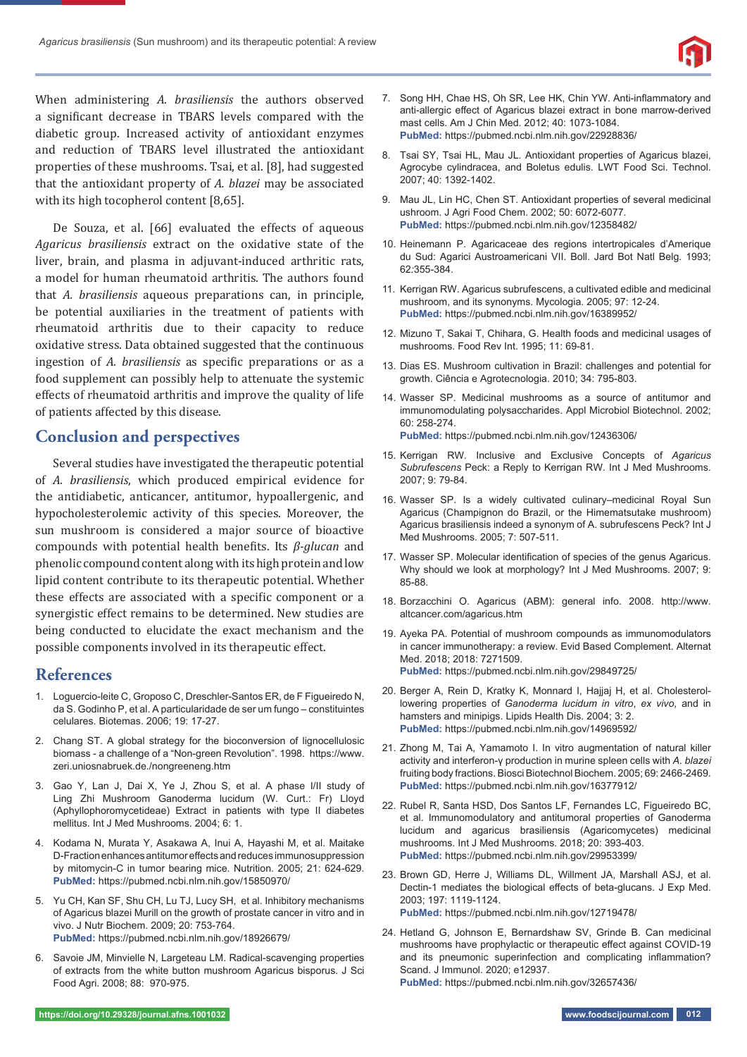When administering *A. brasiliensis* the authors observed a significant decrease in TBARS levels compared with the diabetic group. Increased activity of antioxidant enzymes and reduction of TBARS level illustrated the antioxidant properties of these mushrooms. Tsai, et al. [8], had suggested that the antioxidant property of *A. blazei* may be associated with its high tocopherol content [8,65].

De Souza, et al. [66] evaluated the effects of aqueous *Agaricus brasiliensis* extract on the oxidative state of the liver, brain, and plasma in adjuvant-induced arthritic rats, a model for human rheumatoid arthritis. The authors found that *A. brasiliensis* aqueous preparations can, in principle, be potential auxiliaries in the treatment of patients with rheumatoid arthritis due to their capacity to reduce oxidative stress. Data obtained suggested that the continuous ingestion of *A. brasiliensis* as specific preparations or as a food supplement can possibly help to attenuate the systemic effects of rheumatoid arthritis and improve the quality of life of patients affected by this disease.

## Conclusion and perspectives

Several studies have investigated the therapeutic potential of *A. brasiliensis*, which produced empirical evidence for the antidiabetic, anticancer, antitumor, hypoallergenic, and hypocholesterolemic activity of this species. Moreover, the sun mushroom is considered a major source of bioactive compounds with potential health benefits. Its *β-glucan* and phenolic compound content along with its high protein and low lipid content contribute to its therapeutic potential. Whether these effects are associated with a specific component or a synergistic effect remains to be determined. New studies are being conducted to elucidate the exact mechanism and the possible components involved in its therapeutic effect.

## References

1. Loguercio-leite C, Groposo C, Dreschler-Santos ER, de F Figueiredo N, da S. Godinho P, et al. A particularidade de ser um fungo – constituintes celulares. Biotemas. 2006; 19: 17-27.
2. Chang ST. A global strategy for the bioconversion of lignocellulosic biomass - a challenge of a "Non-green Revolution". 1998. https://www.zeri.uniosnabruek.de./nongreeneng.htm
3. Gao Y, Lan J, Dai X, Ye J, Zhou S, et al. A phase I/II study of Ling Zhi Mushroom Ganoderma lucidum (W. Curt.: Fr) Lloyd (Aphyllophoromycetideae) Extract in patients with type II diabetes mellitus. Int J Med Mushrooms. 2004; 6: 1.
4. Kodama N, Murata Y, Asakawa A, Inui A, Hayashi M, et al. Maitake D-Fraction enhances antitumor effects and reduces immunosuppression by mitomycin-C in tumor bearing mice. Nutrition. 2005; 21: 624-629. **PubMed:** https://pubmed.ncbi.nlm.nih.gov/15850970/
5. Yu CH, Kan SF, Shu CH, Lu TJ, Lucy SH, et al. Inhibitory mechanisms of Agaricus blazei Murill on the growth of prostate cancer in vitro and in vivo. J Nutr Biochem. 2009; 20: 753-764. **PubMed:** https://pubmed.ncbi.nlm.nih.gov/18926679/
6. Savoie JM, Minvielle N, Largeteau LM. Radical-scavenging properties of extracts from the white button mushroom Agaricus bisporus. J Sci Food Agri. 2008; 88: 970-975.
7. Song HH, Chae HS, Oh SR, Lee HK, Chin YW. Anti-inflammatory and anti-allergic effect of Agaricus blazei extract in bone marrow-derived mast cells. Am J Chin Med. 2012; 40: 1073-1084. **PubMed:** https://pubmed.ncbi.nlm.nih.gov/22928836/
8. Tsai SY, Tsai HL, Mau JL. Antioxidant properties of Agaricus blazei, Agrocybe cylindracea, and Boletus edulis. LWT Food Sci. Technol. 2007; 40: 1392-1402.
9. Mau JL, Lin HC, Chen ST. Antioxidant properties of several medicinal ushroom. J Agri Food Chem. 2002; 50: 6072-6077. **PubMed:** https://pubmed.ncbi.nlm.nih.gov/12358482/
10. Heinemann P. Agaricaceae des regions intertropicales d'Amerique du Sud: Agarici Austroamericani VII. Boll. Jard Bot Natl Belg. 1993; 62:355-384.
11. Kerrigan RW. Agaricus subrufescens, a cultivated edible and medicinal mushroom, and its synonyms. Mycologia. 2005; 97: 12-24. **PubMed:** https://pubmed.ncbi.nlm.nih.gov/16389952/
12. Mizuno T, Sakai T, Chihara, G. Health foods and medicinal usages of mushrooms. Food Rev Int. 1995; 11: 69-81.
13. Dias ES. Mushroom cultivation in Brazil: challenges and potential for growth. Ciência e Agrotecnologia. 2010; 34: 795-803.
14. Wasser SP. Medicinal mushrooms as a source of antitumor and immunomodulating polysaccharides. Appl Microbiol Biotechnol. 2002; 60: 258-274. **PubMed:** https://pubmed.ncbi.nlm.nih.gov/12436306/
15. Kerrigan RW. Inclusive and Exclusive Concepts of *Agaricus Subrufescens* Peck: a Reply to Kerrigan RW. Int J Med Mushrooms. 2007; 9: 79-84.
16. Wasser SP. Is a widely cultivated culinary–medicinal Royal Sun Agaricus (Champignon do Brazil, or the Himematsutake mushroom) Agaricus brasiliensis indeed a synonym of A. subrufescens Peck? Int J Med Mushrooms. 2005; 7: 507-511.
17. Wasser SP. Molecular identification of species of the genus Agaricus. Why should we look at morphology? Int J Med Mushrooms. 2007; 9: 85-88.
18. Borzacchini O. Agaricus (ABM): general info. 2008. http://www.altcancer.com/agaricus.htm
19. Ayeka PA. Potential of mushroom compounds as immunomodulators in cancer immunotherapy: a review. Evid Based Complement. Alternat Med. 2018; 2018: 7271509. **PubMed:** https://pubmed.ncbi.nlm.nih.gov/29849725/
20. Berger A, Rein D, Kratky K, Monnard I, Hajjaj H, et al. Cholesterol-lowering properties of *Ganoderma lucidum in vitro*, *ex vivo*, and in hamsters and minipigs. Lipids Health Dis. 2004; 3: 2. **PubMed:** https://pubmed.ncbi.nlm.nih.gov/14969592/
21. Zhong M, Tai A, Yamamoto I. In vitro augmentation of natural killer activity and interferon-γ production in murine spleen cells with *A. blazei* fruiting body fractions. Biosci Biotechnol Biochem. 2005; 69: 2466-2469. **PubMed:** https://pubmed.ncbi.nlm.nih.gov/16377912/
22. Rubel R, Santa HSD, Dos Santos LF, Fernandes LC, Figueiredo BC, et al. Immunomodulatory and antitumoral properties of Ganoderma lucidum and agaricus brasiliensis (Agaricomycetes) medicinal mushrooms. Int J Med Mushrooms. 2018; 20: 393-403. **PubMed:** https://pubmed.ncbi.nlm.nih.gov/29953399/
23. Brown GD, Herre J, Williams DL, Willment JA, Marshall ASJ, et al. Dectin-1 mediates the biological effects of beta-glucans. J Exp Med. 2003; 197: 1119-1124. **PubMed:** https://pubmed.ncbi.nlm.nih.gov/12719478/
24. Hetland G, Johnson E, Bernardshaw SV, Grinde B. Can medicinal mushrooms have prophylactic or therapeutic effect against COVID-19 and its pneumonic superinfection and complicating inflammation? Scand. J Immunol. 2020; e12937. **PubMed:** https://pubmed.ncbi.nlm.nih.gov/32657436/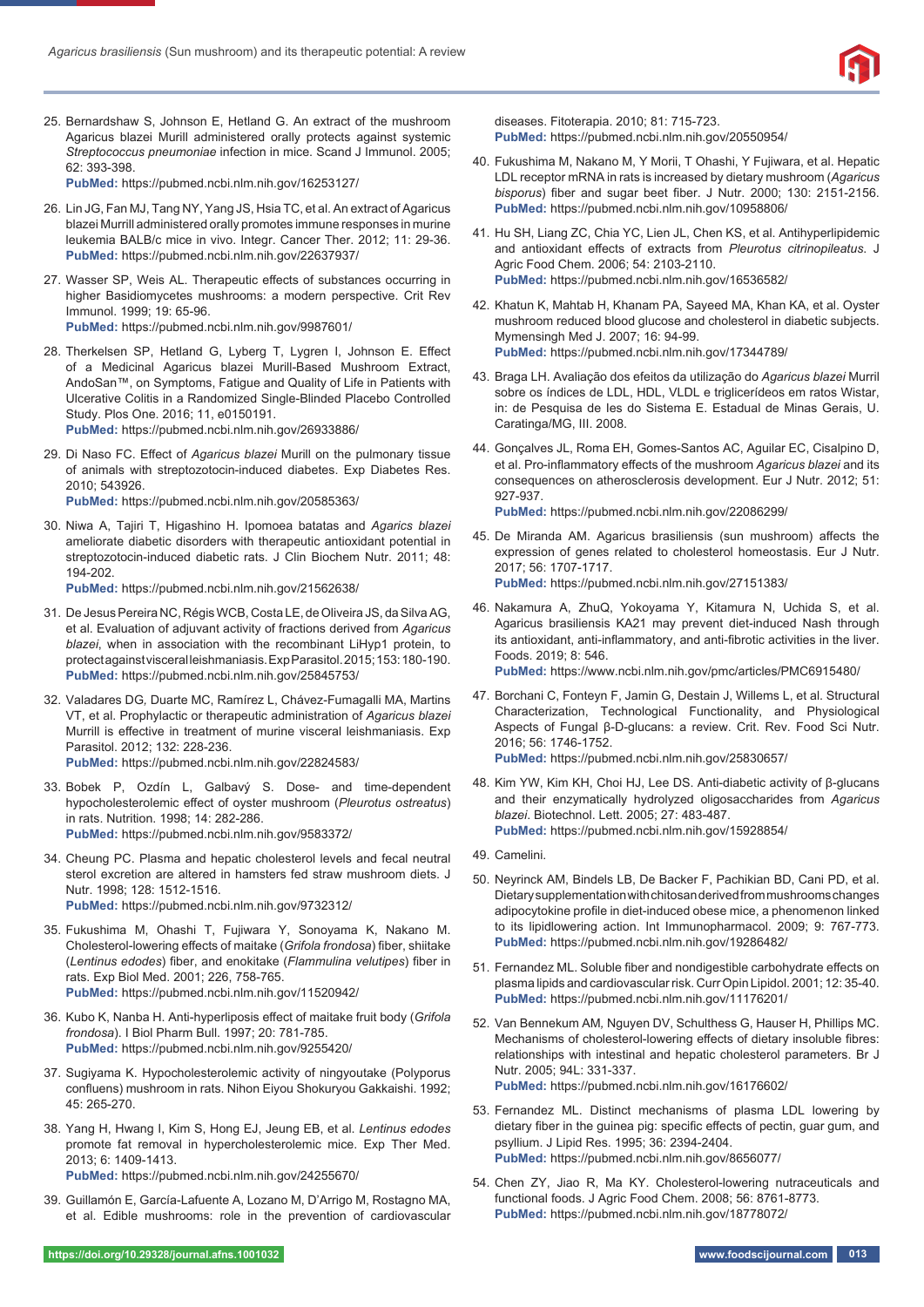25. Bernardshaw S, Johnson E, Hetland G. An extract of the mushroom Agaricus blazei Murill administered orally protects against systemic *Streptococcus pneumoniae* infection in mice. Scand J Immunol. 2005; 62: 393-398.
**PubMed:** https://pubmed.ncbi.nlm.nih.gov/16253127/

26. Lin JG, Fan MJ, Tang NY, Yang JS, Hsia TC, et al. An extract of Agaricus blazei Murrill administered orally promotes immune responses in murine leukemia BALB/c mice in vivo. Integr. Cancer Ther. 2012; 11: 29-36.
**PubMed:** https://pubmed.ncbi.nlm.nih.gov/22637937/

27. Wasser SP, Weis AL. Therapeutic effects of substances occurring in higher Basidiomycetes mushrooms: a modern perspective. Crit Rev Immunol. 1999; 19: 65-96.
**PubMed:** https://pubmed.ncbi.nlm.nih.gov/9987601/

28. Therkelsen SP, Hetland G, Lyberg T, Lygren I, Johnson E. Effect of a Medicinal Agaricus blazei Murill-Based Mushroom Extract, AndoSan™, on Symptoms, Fatigue and Quality of Life in Patients with Ulcerative Colitis in a Randomized Single-Blinded Placebo Controlled Study. Plos One. 2016; 11, e0150191.
**PubMed:** https://pubmed.ncbi.nlm.nih.gov/26933886/

29. Di Naso FC. Effect of *Agaricus blazei* Murill on the pulmonary tissue of animals with streptozotocin-induced diabetes. Exp Diabetes Res. 2010; 543926.
**PubMed:** https://pubmed.ncbi.nlm.nih.gov/20585363/

30. Niwa A, Tajiri T, Higashino H. Ipomoea batatas and *Agarics blazei* ameliorate diabetic disorders with therapeutic antioxidant potential in streptozotocin-induced diabetic rats. J Clin Biochem Nutr. 2011; 48: 194-202.
**PubMed:** https://pubmed.ncbi.nlm.nih.gov/21562638/

31. De Jesus Pereira NC, Régis WCB, Costa LE, de Oliveira JS, da Silva AG, et al. Evaluation of adjuvant activity of fractions derived from *Agaricus blazei*, when in association with the recombinant LiHyp1 protein, to protect against visceral leishmaniasis. Exp Parasitol. 2015; 153: 180-190.
**PubMed:** https://pubmed.ncbi.nlm.nih.gov/25845753/

32. Valadares DG, Duarte MC, Ramírez L, Chávez-Fumagalli MA, Martins VT, et al. Prophylactic or therapeutic administration of *Agaricus blazei* Murrill is effective in treatment of murine visceral leishmaniasis. Exp Parasitol. 2012; 132: 228-236.
**PubMed:** https://pubmed.ncbi.nlm.nih.gov/22824583/

33. Bobek P, Ozdín L, Galbavý S. Dose- and time-dependent hypocholesterolemic effect of oyster mushroom (*Pleurotus ostreatus*) in rats. Nutrition. 1998; 14: 282-286.
**PubMed:** https://pubmed.ncbi.nlm.nih.gov/9583372/

34. Cheung PC. Plasma and hepatic cholesterol levels and fecal neutral sterol excretion are altered in hamsters fed straw mushroom diets. J Nutr. 1998; 128: 1512-1516.
**PubMed:** https://pubmed.ncbi.nlm.nih.gov/9732312/

35. Fukushima M, Ohashi T, Fujiwara Y, Sonoyama K, Nakano M. Cholesterol-lowering effects of maitake (*Grifola frondosa*) fiber, shiitake (*Lentinus edodes*) fiber, and enokitake (*Flammulina velutipes*) fiber in rats. Exp Biol Med. 2001; 226, 758-765.
**PubMed:** https://pubmed.ncbi.nlm.nih.gov/11520942/

36. Kubo K, Nanba H. Anti-hyperliposis effect of maitake fruit body (*Grifola frondosa*). I Biol Pharm Bull. 1997; 20: 781-785.
**PubMed:** https://pubmed.ncbi.nlm.nih.gov/9255420/

37. Sugiyama K. Hypocholesterolemic activity of ningyoutake (Polyporus confluens) mushroom in rats. Nihon Eiyou Shokuryou Gakkaishi. 1992; 45: 265-270.

38. Yang H, Hwang I, Kim S, Hong EJ, Jeung EB, et al. *Lentinus edodes* promote fat removal in hypercholesterolemic mice. Exp Ther Med. 2013; 6: 1409-1413.
**PubMed:** https://pubmed.ncbi.nlm.nih.gov/24255670/

39. Guillamón E, García-Lafuente A, Lozano M, D'Arrigo M, Rostagno MA, et al. Edible mushrooms: role in the prevention of cardiovascular diseases. Fitoterapia. 2010; 81: 715-723.
**PubMed:** https://pubmed.ncbi.nlm.nih.gov/20550954/

40. Fukushima M, Nakano M, Y Morii, T Ohashi, Y Fujiwara, et al. Hepatic LDL receptor mRNA in rats is increased by dietary mushroom (*Agaricus bisporus*) fiber and sugar beet fiber. J Nutr. 2000; 130: 2151-2156.
**PubMed:** https://pubmed.ncbi.nlm.nih.gov/10958806/

41. Hu SH, Liang ZC, Chia YC, Lien JL, Chen KS, et al. Antihyperlipidemic and antioxidant effects of extracts from *Pleurotus citrinopileatus*. J Agric Food Chem. 2006; 54: 2103-2110.
**PubMed:** https://pubmed.ncbi.nlm.nih.gov/16536582/

42. Khatun K, Mahtab H, Khanam PA, Sayeed MA, Khan KA, et al. Oyster mushroom reduced blood glucose and cholesterol in diabetic subjects. Mymensingh Med J. 2007; 16: 94-99.
**PubMed:** https://pubmed.ncbi.nlm.nih.gov/17344789/

43. Braga LH. Avaliação dos efeitos da utilização do *Agaricus blazei* Murril sobre os índices de LDL, HDL, VLDL e triglicerídeos em ratos Wistar, in: de Pesquisa de les do Sistema E. Estadual de Minas Gerais, U. Caratinga/MG, III. 2008.

44. Gonçalves JL, Roma EH, Gomes-Santos AC, Aguilar EC, Cisalpino D, et al. Pro-inflammatory effects of the mushroom *Agaricus blazei* and its consequences on atherosclerosis development. Eur J Nutr. 2012; 51: 927-937.
**PubMed:** https://pubmed.ncbi.nlm.nih.gov/22086299/

45. De Miranda AM. Agaricus brasiliensis (sun mushroom) affects the expression of genes related to cholesterol homeostasis. Eur J Nutr. 2017; 56: 1707-1717.
**PubMed:** https://pubmed.ncbi.nlm.nih.gov/27151383/

46. Nakamura A, ZhuQ, Yokoyama Y, Kitamura N, Uchida S, et al. Agaricus brasiliensis KA21 may prevent diet-induced Nash through its antioxidant, anti-inflammatory, and anti-fibrotic activities in the liver. Foods. 2019; 8: 546.
**PubMed:** https://www.ncbi.nlm.nih.gov/pmc/articles/PMC6915480/

47. Borchani C, Fonteyn F, Jamin G, Destain J, Willems L, et al. Structural Characterization, Technological Functionality, and Physiological Aspects of Fungal β-D-glucans: a review. Crit. Rev. Food Sci Nutr. 2016; 56: 1746-1752.
**PubMed:** https://pubmed.ncbi.nlm.nih.gov/25830657/

48. Kim YW, Kim KH, Choi HJ, Lee DS. Anti-diabetic activity of β-glucans and their enzymatically hydrolyzed oligosaccharides from *Agaricus blazei*. Biotechnol. Lett. 2005; 27: 483-487.
**PubMed:** https://pubmed.ncbi.nlm.nih.gov/15928854/

49. Camelini.

50. Neyrinck AM, Bindels LB, De Backer F, Pachikian BD, Cani PD, et al. Dietary supplementation with chitosan derived from mushrooms changes adipocytokine profile in diet-induced obese mice, a phenomenon linked to its lipidlowering action. Int Immunopharmacol. 2009; 9: 767-773.
**PubMed:** https://pubmed.ncbi.nlm.nih.gov/19286482/

51. Fernandez ML. Soluble fiber and nondigestible carbohydrate effects on plasma lipids and cardiovascular risk. Curr Opin Lipidol. 2001; 12: 35-40.
**PubMed:** https://pubmed.ncbi.nlm.nih.gov/11176201/

52. Van Bennekum AM, Nguyen DV, Schulthess G, Hauser H, Phillips MC. Mechanisms of cholesterol-lowering effects of dietary insoluble fibres: relationships with intestinal and hepatic cholesterol parameters. Br J Nutr. 2005; 94L: 331-337.
**PubMed:** https://pubmed.ncbi.nlm.nih.gov/16176602/

53. Fernandez ML. Distinct mechanisms of plasma LDL lowering by dietary fiber in the guinea pig: specific effects of pectin, guar gum, and psyllium. J Lipid Res. 1995; 36: 2394-2404.
**PubMed:** https://pubmed.ncbi.nlm.nih.gov/8656077/

54. Chen ZY, Jiao R, Ma KY. Cholesterol-lowering nutraceuticals and functional foods. J Agric Food Chem. 2008; 56: 8761-8773.
**PubMed:** https://pubmed.ncbi.nlm.nih.gov/18778072/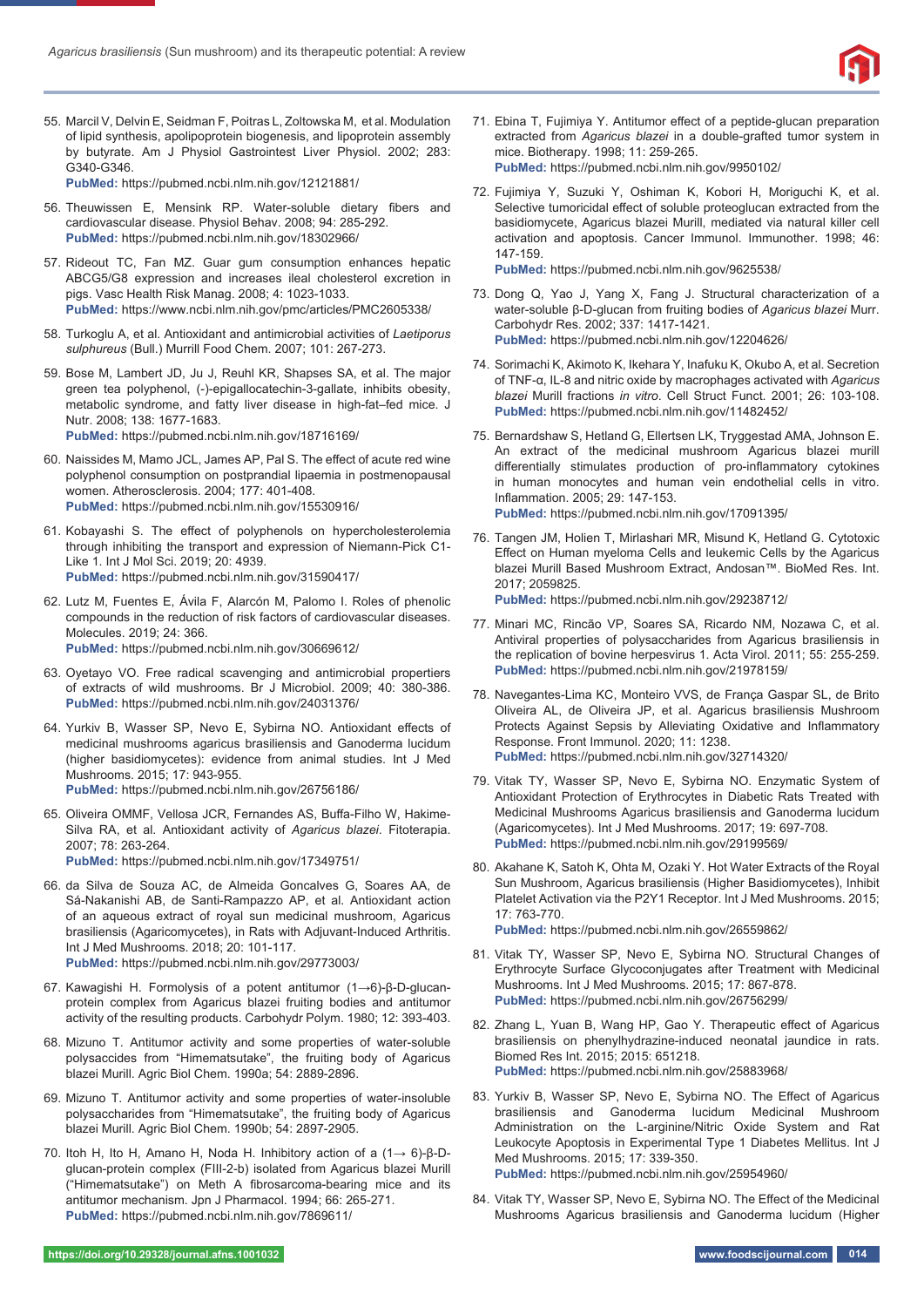55. Marcil V, Delvin E, Seidman F, Poitras L, Zoltowska M, et al. Modulation of lipid synthesis, apolipoprotein biogenesis, and lipoprotein assembly by butyrate. Am J Physiol Gastrointest Liver Physiol. 2002; 283: G340-G346.
**PubMed:** https://pubmed.ncbi.nlm.nih.gov/12121881/

56. Theuwissen E, Mensink RP. Water-soluble dietary fibers and cardiovascular disease. Physiol Behav. 2008; 94: 285-292.
**PubMed:** https://pubmed.ncbi.nlm.nih.gov/18302966/

57. Rideout TC, Fan MZ. Guar gum consumption enhances hepatic ABCG5/G8 expression and increases ileal cholesterol excretion in pigs. Vasc Health Risk Manag. 2008; 4: 1023-1033.
**PubMed:** https://www.ncbi.nlm.nih.gov/pmc/articles/PMC2605338/

58. Turkoglu A, et al. Antioxidant and antimicrobial activities of *Laetiporus sulphureus* (Bull.) Murrill Food Chem. 2007; 101: 267-273.

59. Bose M, Lambert JD, Ju J, Reuhl KR, Shapses SA, et al. The major green tea polyphenol, (-)-epigallocatechin-3-gallate, inhibits obesity, metabolic syndrome, and fatty liver disease in high-fat–fed mice. J Nutr. 2008; 138: 1677-1683.
**PubMed:** https://pubmed.ncbi.nlm.nih.gov/18716169/

60. Naissides M, Mamo JCL, James AP, Pal S. The effect of acute red wine polyphenol consumption on postprandial lipaemia in postmenopausal women. Atherosclerosis. 2004; 177: 401-408.
**PubMed:** https://pubmed.ncbi.nlm.nih.gov/15530916/

61. Kobayashi S. The effect of polyphenols on hypercholesterolemia through inhibiting the transport and expression of Niemann-Pick C1-Like 1. Int J Mol Sci. 2019; 20: 4939.
**PubMed:** https://pubmed.ncbi.nlm.nih.gov/31590417/

62. Lutz M, Fuentes E, Ávila F, Alarcón M, Palomo I. Roles of phenolic compounds in the reduction of risk factors of cardiovascular diseases. Molecules. 2019; 24: 366.
**PubMed:** https://pubmed.ncbi.nlm.nih.gov/30669612/

63. Oyetayo VO. Free radical scavenging and antimicrobial propertiers of extracts of wild mushrooms. Br J Microbiol. 2009; 40: 380-386.
**PubMed:** https://pubmed.ncbi.nlm.nih.gov/24031376/

64. Yurkiv B, Wasser SP, Nevo E, Sybirna NO. Antioxidant effects of medicinal mushrooms agaricus brasiliensis and Ganoderma lucidum (higher basidiomycetes): evidence from animal studies. Int J Med Mushrooms. 2015; 17: 943-955.
**PubMed:** https://pubmed.ncbi.nlm.nih.gov/26756186/

65. Oliveira OMMF, Vellosa JCR, Fernandes AS, Buffa-Filho W, Hakime-Silva RA, et al. Antioxidant activity of *Agaricus blazei*. Fitoterapia. 2007; 78: 263-264.
**PubMed:** https://pubmed.ncbi.nlm.nih.gov/17349751/

66. da Silva de Souza AC, de Almeida Goncalves G, Soares AA, de Sá-Nakanishi AB, de Santi-Rampazzo AP, et al. Antioxidant action of an aqueous extract of royal sun medicinal mushroom, Agaricus brasiliensis (Agaricomycetes), in Rats with Adjuvant-Induced Arthritis. Int J Med Mushrooms. 2018; 20: 101-117.
**PubMed:** https://pubmed.ncbi.nlm.nih.gov/29773003/

67. Kawagishi H. Formolysis of a potent antitumor (1→6)-β-D-glucan-protein complex from Agaricus blazei fruiting bodies and antitumor activity of the resulting products. Carbohydr Polym. 1980; 12: 393-403.

68. Mizuno T. Antitumor activity and some properties of water-soluble polysaccides from "Himematsutake", the fruiting body of Agaricus blazei Murill. Agric Biol Chem. 1990a; 54: 2889-2896.

69. Mizuno T. Antitumor activity and some properties of water-insoluble polysaccharides from "Himematsutake", the fruiting body of Agaricus blazei Murill. Agric Biol Chem. 1990b; 54: 2897-2905.

70. Itoh H, Ito H, Amano H, Noda H. Inhibitory action of a (1→ 6)-β-D-glucan-protein complex (FIII-2-b) isolated from Agaricus blazei Murill ("Himematsutake") on Meth A fibrosarcoma-bearing mice and its antitumor mechanism. Jpn J Pharmacol. 1994; 66: 265-271.
**PubMed:** https://pubmed.ncbi.nlm.nih.gov/7869611/

71. Ebina T, Fujimiya Y. Antitumor effect of a peptide-glucan preparation extracted from *Agaricus blazei* in a double-grafted tumor system in mice. Biotherapy. 1998; 11: 259-265.
**PubMed:** https://pubmed.ncbi.nlm.nih.gov/9950102/

72. Fujimiya Y, Suzuki Y, Oshiman K, Kobori H, Moriguchi K, et al. Selective tumoricidal effect of soluble proteoglucan extracted from the basidiomycete, Agaricus blazei Murill, mediated via natural killer cell activation and apoptosis. Cancer Immunol. Immunother. 1998; 46: 147-159.
**PubMed:** https://pubmed.ncbi.nlm.nih.gov/9625538/

73. Dong Q, Yao J, Yang X, Fang J. Structural characterization of a water-soluble β-D-glucan from fruiting bodies of *Agaricus blazei* Murr. Carbohydr Res. 2002; 337: 1417-1421.
**PubMed:** https://pubmed.ncbi.nlm.nih.gov/12204626/

74. Sorimachi K, Akimoto K, Ikehara Y, Inafuku K, Okubo A, et al. Secretion of TNF-α, IL-8 and nitric oxide by macrophages activated with *Agaricus blazei* Murill fractions *in vitro*. Cell Struct Funct. 2001; 26: 103-108.
**PubMed:** https://pubmed.ncbi.nlm.nih.gov/11482452/

75. Bernardshaw S, Hetland G, Ellertsen LK, Tryggestad AMA, Johnson E. An extract of the medicinal mushroom Agaricus blazei murill differentially stimulates production of pro-inflammatory cytokines in human monocytes and human vein endothelial cells in vitro. Inflammation. 2005; 29: 147-153.
**PubMed:** https://pubmed.ncbi.nlm.nih.gov/17091395/

76. Tangen JM, Holien T, Mirlashari MR, Misund K, Hetland G. Cytotoxic Effect on Human myeloma Cells and leukemic Cells by the Agaricus blazei Murill Based Mushroom Extract, Andosan™. BioMed Res. Int. 2017; 2059825.
**PubMed:** https://pubmed.ncbi.nlm.nih.gov/29238712/

77. Minari MC, Rincão VP, Soares SA, Ricardo NM, Nozawa C, et al. Antiviral properties of polysaccharides from Agaricus brasiliensis in the replication of bovine herpesvirus 1. Acta Virol. 2011; 55: 255-259.
**PubMed:** https://pubmed.ncbi.nlm.nih.gov/21978159/

78. Navegantes-Lima KC, Monteiro VVS, de França Gaspar SL, de Brito Oliveira AL, de Oliveira JP, et al. Agaricus brasiliensis Mushroom Protects Against Sepsis by Alleviating Oxidative and Inflammatory Response. Front Immunol. 2020; 11: 1238.
**PubMed:** https://pubmed.ncbi.nlm.nih.gov/32714320/

79. Vitak TY, Wasser SP, Nevo E, Sybirna NO. Enzymatic System of Antioxidant Protection of Erythrocytes in Diabetic Rats Treated with Medicinal Mushrooms Agaricus brasiliensis and Ganoderma lucidum (Agaricomycetes). Int J Med Mushrooms. 2017; 19: 697-708.
**PubMed:** https://pubmed.ncbi.nlm.nih.gov/29199569/

80. Akahane K, Satoh K, Ohta M, Ozaki Y. Hot Water Extracts of the Royal Sun Mushroom, Agaricus brasiliensis (Higher Basidiomycetes), Inhibit Platelet Activation via the P2Y1 Receptor. Int J Med Mushrooms. 2015; 17: 763-770.
**PubMed:** https://pubmed.ncbi.nlm.nih.gov/26559862/

81. Vitak TY, Wasser SP, Nevo E, Sybirna NO. Structural Changes of Erythrocyte Surface Glycoconjugates after Treatment with Medicinal Mushrooms. Int J Med Mushrooms. 2015; 17: 867-878.
**PubMed:** https://pubmed.ncbi.nlm.nih.gov/26756299/

82. Zhang L, Yuan B, Wang HP, Gao Y. Therapeutic effect of Agaricus brasiliensis on phenylhydrazine-induced neonatal jaundice in rats. Biomed Res Int. 2015; 2015: 651218.
**PubMed:** https://pubmed.ncbi.nlm.nih.gov/25883968/

83. Yurkiv B, Wasser SP, Nevo E, Sybirna NO. The Effect of Agaricus brasiliensis and Ganoderma lucidum Medicinal Mushroom Administration on the L-arginine/Nitric Oxide System and Rat Leukocyte Apoptosis in Experimental Type 1 Diabetes Mellitus. Int J Med Mushrooms. 2015; 17: 339-350.
**PubMed:** https://pubmed.ncbi.nlm.nih.gov/25954960/

84. Vitak TY, Wasser SP, Nevo E, Sybirna NO. The Effect of the Medicinal Mushrooms Agaricus brasiliensis and Ganoderma lucidum (Higher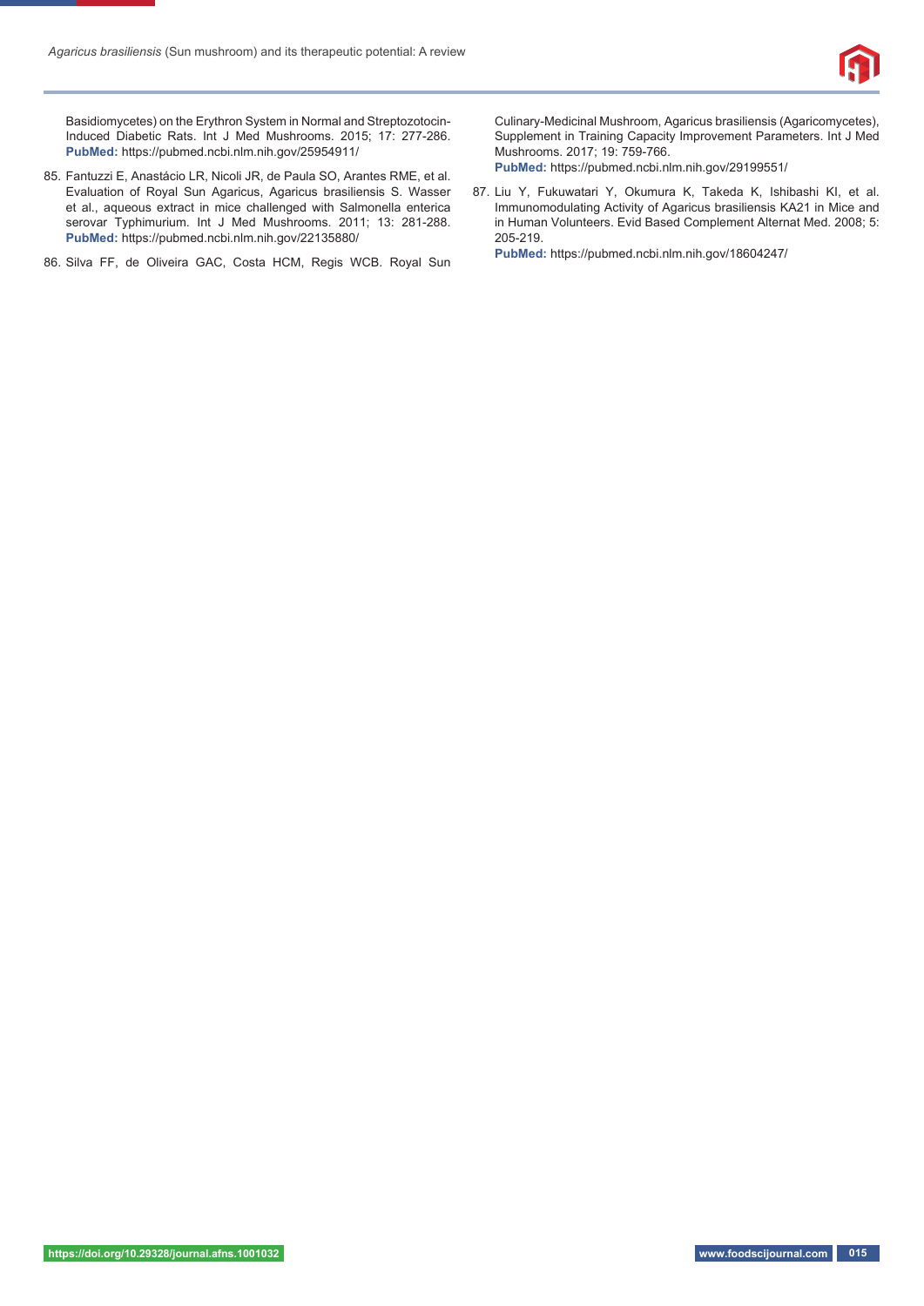Basidiomycetes) on the Erythron System in Normal and Streptozotocin-Induced Diabetic Rats. Int J Med Mushrooms. 2015; 17: 277-286. **PubMed:** https://pubmed.ncbi.nlm.nih.gov/25954911/

85. Fantuzzi E, Anastácio LR, Nicoli JR, de Paula SO, Arantes RME, et al. Evaluation of Royal Sun Agaricus, Agaricus brasiliensis S. Wasser et al., aqueous extract in mice challenged with Salmonella enterica serovar Typhimurium. Int J Med Mushrooms. 2011; 13: 281-288. **PubMed:** https://pubmed.ncbi.nlm.nih.gov/22135880/

86. Silva FF, de Oliveira GAC, Costa HCM, Regis WCB. Royal Sun Culinary-Medicinal Mushroom, Agaricus brasiliensis (Agaricomycetes), Supplement in Training Capacity Improvement Parameters. Int J Med Mushrooms. 2017; 19: 759-766. **PubMed:** https://pubmed.ncbi.nlm.nih.gov/29199551/

87. Liu Y, Fukuwatari Y, Okumura K, Takeda K, Ishibashi KI, et al. Immunomodulating Activity of Agaricus brasiliensis KA21 in Mice and in Human Volunteers. Evid Based Complement Alternat Med. 2008; 5: 205-219. **PubMed:** https://pubmed.ncbi.nlm.nih.gov/18604247/